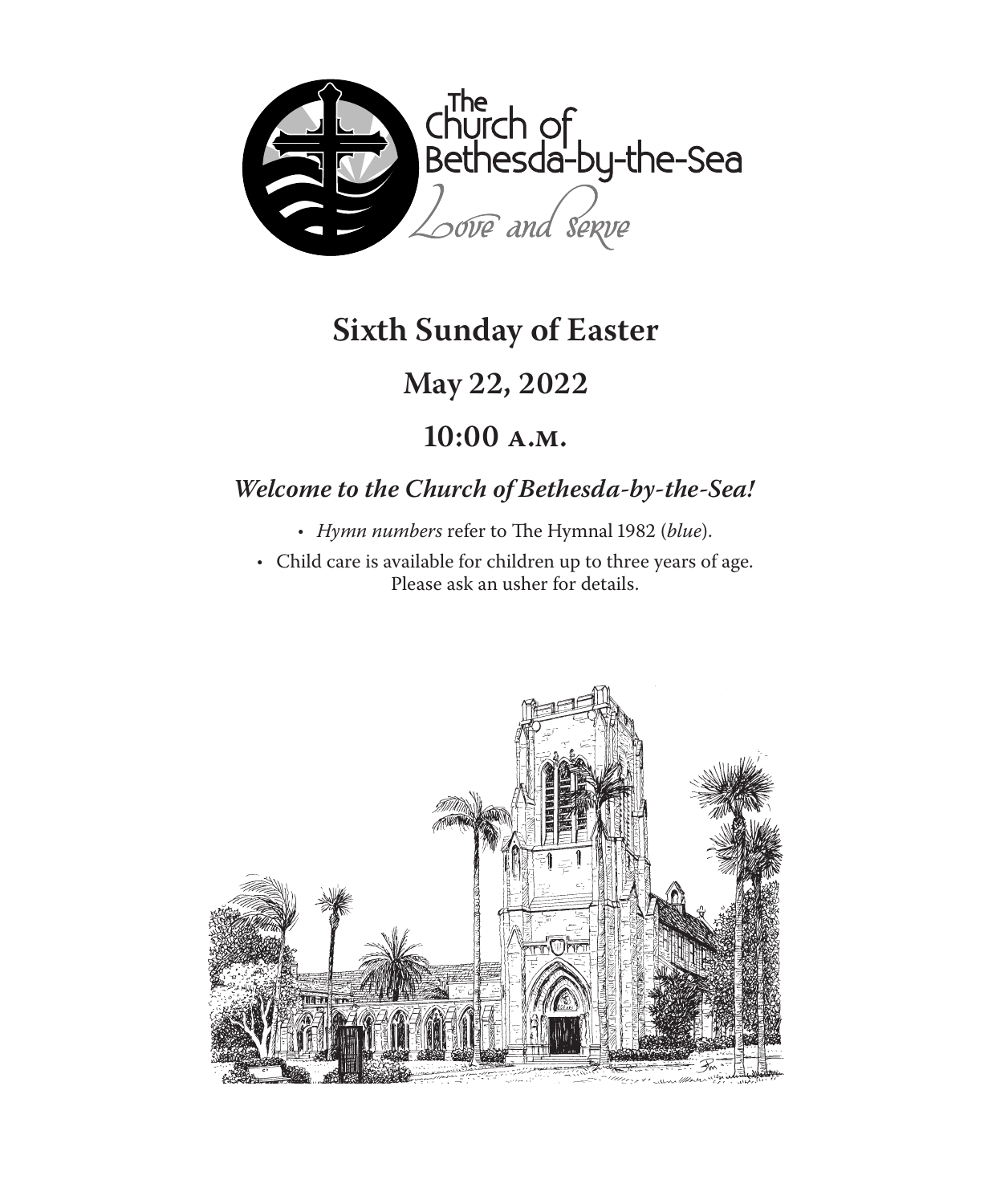The Church of Bethesda-by-the-Sea

*Love and serve*

# Sixth Sunday of Easter

## May 22, 2022

## 10:00 A.M.

***Welcome to the Church of Bethesda-by-the-Sea!***

- *Hymn numbers* refer to The Hymnal 1982 (*blue*).
- Child care is available for children up to three years of age. Please ask an usher for details.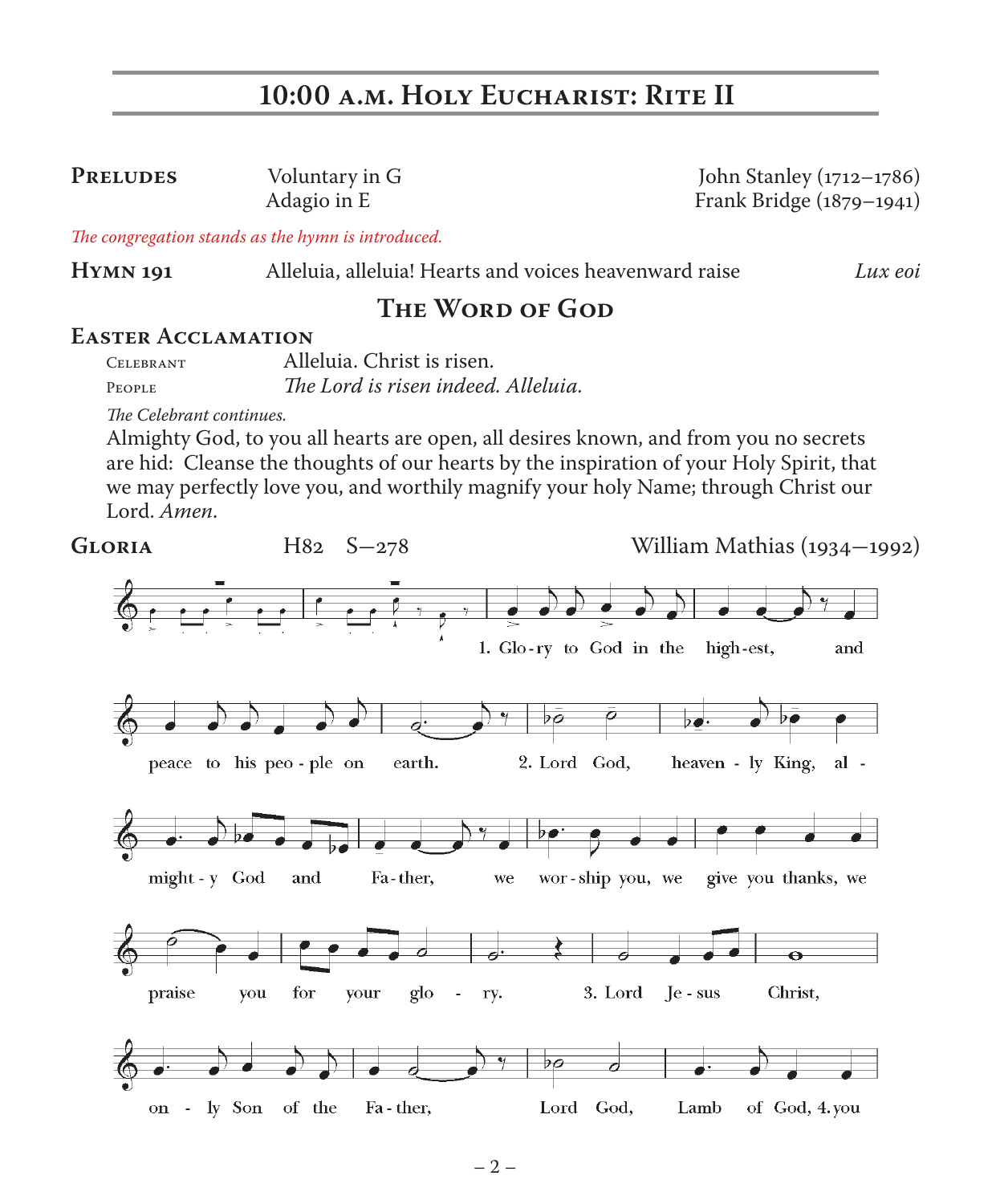# 10:00 a.m. Holy Eucharist: Rite II

**Preludes** Voluntary in G — John Stanley (1712–1786)
Adagio in E — Frank Bridge (1879–1941)

*The congregation stands as the hymn is introduced.*

**Hymn 191** Alleluia, alleluia! Hearts and voices heavenward raise — *Lux eoi*

## The Word of God

### Easter Acclamation

Celebrant: Alleluia. Christ is risen.
People: *The Lord is risen indeed. Alleluia.*

*The Celebrant continues.*

Almighty God, to you all hearts are open, all desires known, and from you no secrets are hid: Cleanse the thoughts of our hearts by the inspiration of your Holy Spirit, that we may perfectly love you, and worthily magnify your holy Name; through Christ our Lord. *Amen.*

**Gloria** H82 S–278 — William Mathias (1934–1992)

1. Glo-ry to God in the high-est, and peace to his peo-ple on earth. 2. Lord God, heaven-ly King, al-might-y God and Fa-ther, we wor-ship you, we give you thanks, we praise you for your glo-ry. 3. Lord Je-sus Christ, on-ly Son of the Fa-ther, Lord God, Lamb of God, 4. you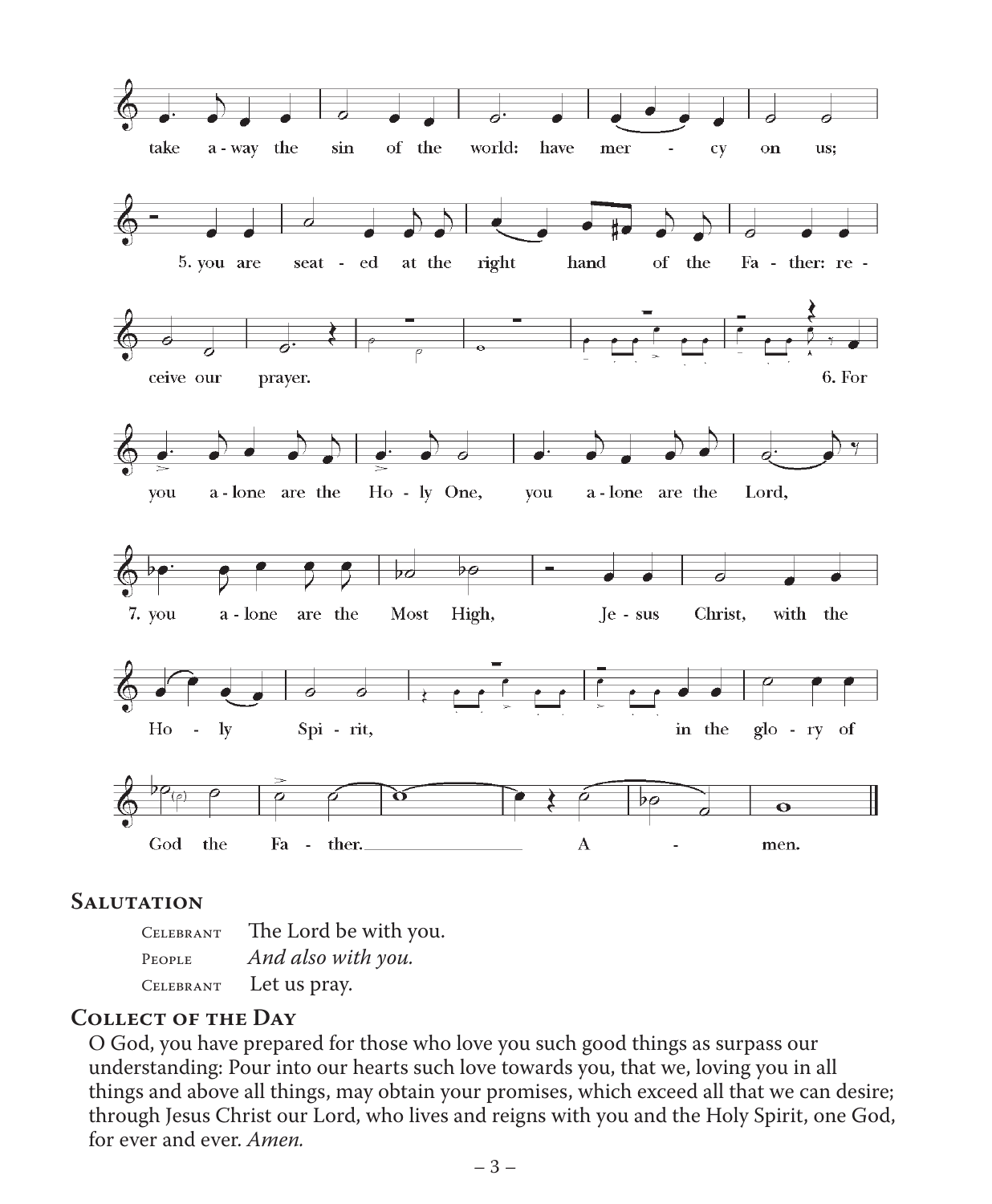take a-way the sin of the world: have mer - cy on us;

5. you are seat - ed at the right hand of the Fa - ther: re - ceive our prayer.

6. For you a-lone are the Ho - ly One, you a-lone are the Lord,

7. you a-lone are the Most High, Je - sus Christ, with the Ho - ly Spi - rit, in the glo - ry of God the Fa - ther. A - men.

## Salutation

Celebrant The Lord be with you.
People *And also with you.*
Celebrant Let us pray.

## Collect of the Day

O God, you have prepared for those who love you such good things as surpass our understanding: Pour into our hearts such love towards you, that we, loving you in all things and above all things, may obtain your promises, which exceed all that we can desire; through Jesus Christ our Lord, who lives and reigns with you and the Holy Spirit, one God, for ever and ever. *Amen.*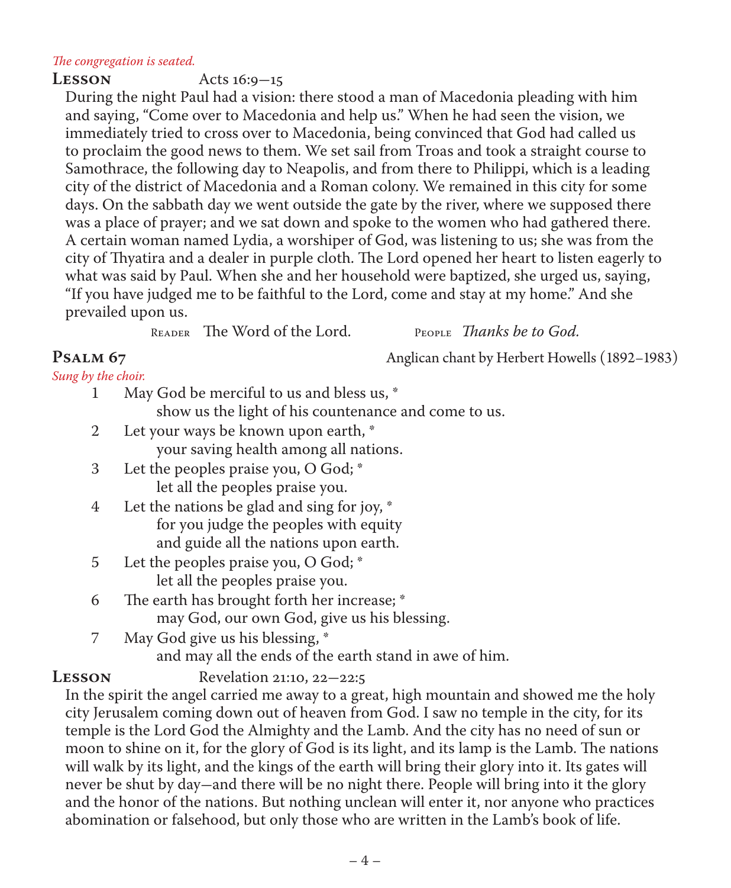*The congregation is seated.*

**Lesson** Acts 16:9–15

During the night Paul had a vision: there stood a man of Macedonia pleading with him and saying, "Come over to Macedonia and help us." When he had seen the vision, we immediately tried to cross over to Macedonia, being convinced that God had called us to proclaim the good news to them. We set sail from Troas and took a straight course to Samothrace, the following day to Neapolis, and from there to Philippi, which is a leading city of the district of Macedonia and a Roman colony. We remained in this city for some days. On the sabbath day we went outside the gate by the river, where we supposed there was a place of prayer; and we sat down and spoke to the women who had gathered there. A certain woman named Lydia, a worshiper of God, was listening to us; she was from the city of Thyatira and a dealer in purple cloth. The Lord opened her heart to listen eagerly to what was said by Paul. When she and her household were baptized, she urged us, saying, "If you have judged me to be faithful to the Lord, come and stay at my home." And she prevailed upon us.

Reader The Word of the Lord. People *Thanks be to God.*

**Psalm 67** Anglican chant by Herbert Howells (1892–1983)

*Sung by the choir.*

1 May God be merciful to us and bless us, *
  show us the light of his countenance and come to us.

2 Let your ways be known upon earth, *
  your saving health among all nations.

3 Let the peoples praise you, O God; *
  let all the peoples praise you.

4 Let the nations be glad and sing for joy, *
  for you judge the peoples with equity
  and guide all the nations upon earth.

5 Let the peoples praise you, O God; *
  let all the peoples praise you.

6 The earth has brought forth her increase; *
  may God, our own God, give us his blessing.

7 May God give us his blessing, *
  and may all the ends of the earth stand in awe of him.

**Lesson** Revelation 21:10, 22–22:5

In the spirit the angel carried me away to a great, high mountain and showed me the holy city Jerusalem coming down out of heaven from God. I saw no temple in the city, for its temple is the Lord God the Almighty and the Lamb. And the city has no need of sun or moon to shine on it, for the glory of God is its light, and its lamp is the Lamb. The nations will walk by its light, and the kings of the earth will bring their glory into it. Its gates will never be shut by day—and there will be no night there. People will bring into it the glory and the honor of the nations. But nothing unclean will enter it, nor anyone who practices abomination or falsehood, but only those who are written in the Lamb's book of life.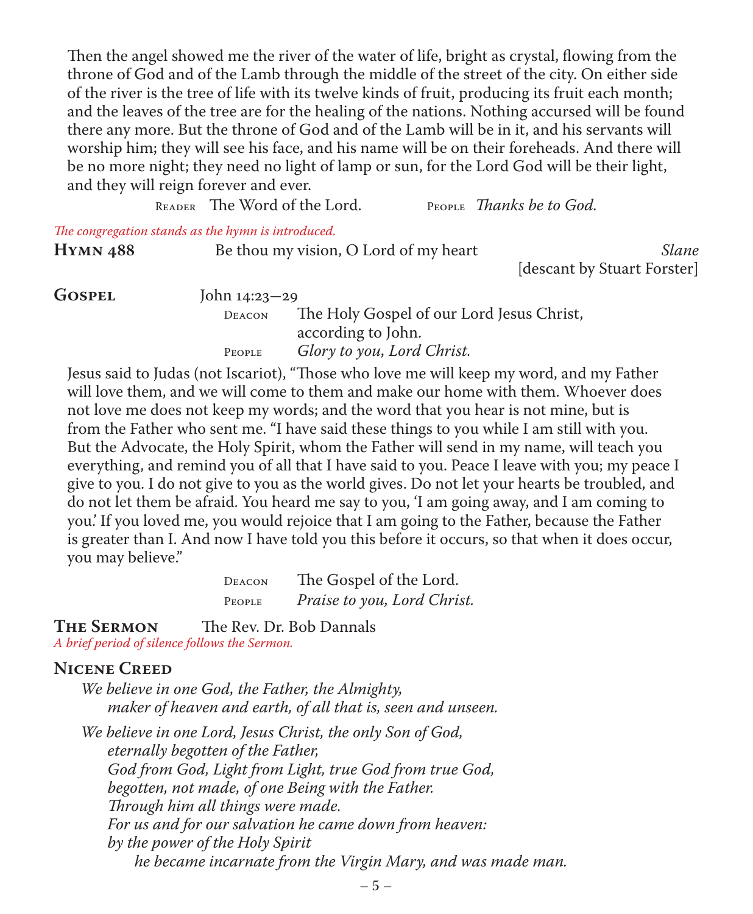Then the angel showed me the river of the water of life, bright as crystal, flowing from the throne of God and of the Lamb through the middle of the street of the city. On either side of the river is the tree of life with its twelve kinds of fruit, producing its fruit each month; and the leaves of the tree are for the healing of the nations. Nothing accursed will be found there any more. But the throne of God and of the Lamb will be in it, and his servants will worship him; they will see his face, and his name will be on their foreheads. And there will be no more night; they need no light of lamp or sun, for the Lord God will be their light, and they will reign forever and ever.

Reader The Word of the Lord. People *Thanks be to God.*

*The congregation stands as the hymn is introduced.*

**Hymn 488** Be thou my vision, O Lord of my heart *Slane*
[descant by Stuart Forster]

**Gospel** John 14:23–29

Deacon The Holy Gospel of our Lord Jesus Christ, according to John.
People *Glory to you, Lord Christ.*

Jesus said to Judas (not Iscariot), "Those who love me will keep my word, and my Father will love them, and we will come to them and make our home with them. Whoever does not love me does not keep my words; and the word that you hear is not mine, but is from the Father who sent me. "I have said these things to you while I am still with you. But the Advocate, the Holy Spirit, whom the Father will send in my name, will teach you everything, and remind you of all that I have said to you. Peace I leave with you; my peace I give to you. I do not give to you as the world gives. Do not let your hearts be troubled, and do not let them be afraid. You heard me say to you, 'I am going away, and I am coming to you.' If you loved me, you would rejoice that I am going to the Father, because the Father is greater than I. And now I have told you this before it occurs, so that when it does occur, you may believe."

Deacon The Gospel of the Lord.
People *Praise to you, Lord Christ.*

**The Sermon** The Rev. Dr. Bob Dannals
*A brief period of silence follows the Sermon.*

## Nicene Creed

*We believe in one God, the Father, the Almighty,*
*maker of heaven and earth, of all that is, seen and unseen.*

*We believe in one Lord, Jesus Christ, the only Son of God,*
*eternally begotten of the Father,*
*God from God, Light from Light, true God from true God,*
*begotten, not made, of one Being with the Father.*
*Through him all things were made.*
*For us and for our salvation he came down from heaven:*
*by the power of the Holy Spirit*
*he became incarnate from the Virgin Mary, and was made man.*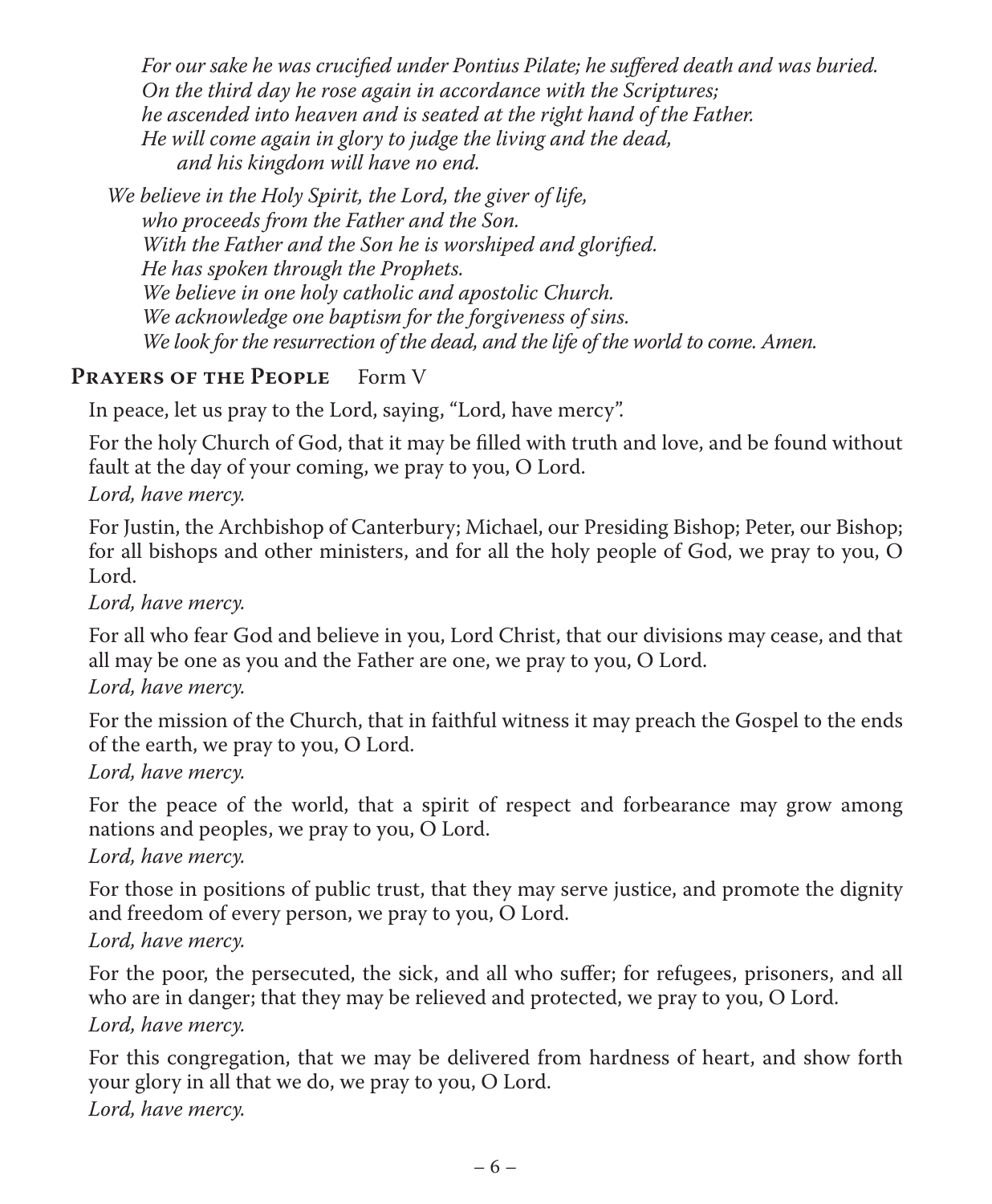*For our sake he was crucified under Pontius Pilate; he suffered death and was buried.*
*On the third day he rose again in accordance with the Scriptures;*
*he ascended into heaven and is seated at the right hand of the Father.*
*He will come again in glory to judge the living and the dead,*
*and his kingdom will have no end.*

*We believe in the Holy Spirit, the Lord, the giver of life,*
*who proceeds from the Father and the Son.*
*With the Father and the Son he is worshiped and glorified.*
*He has spoken through the Prophets.*
*We believe in one holy catholic and apostolic Church.*
*We acknowledge one baptism for the forgiveness of sins.*
*We look for the resurrection of the dead, and the life of the world to come. Amen.*

## Prayers of the People — Form V

In peace, let us pray to the Lord, saying, "Lord, have mercy".

For the holy Church of God, that it may be filled with truth and love, and be found without fault at the day of your coming, we pray to you, O Lord.
*Lord, have mercy.*

For Justin, the Archbishop of Canterbury; Michael, our Presiding Bishop; Peter, our Bishop; for all bishops and other ministers, and for all the holy people of God, we pray to you, O Lord.
*Lord, have mercy.*

For all who fear God and believe in you, Lord Christ, that our divisions may cease, and that all may be one as you and the Father are one, we pray to you, O Lord.
*Lord, have mercy.*

For the mission of the Church, that in faithful witness it may preach the Gospel to the ends of the earth, we pray to you, O Lord.
*Lord, have mercy.*

For the peace of the world, that a spirit of respect and forbearance may grow among nations and peoples, we pray to you, O Lord.
*Lord, have mercy.*

For those in positions of public trust, that they may serve justice, and promote the dignity and freedom of every person, we pray to you, O Lord.
*Lord, have mercy.*

For the poor, the persecuted, the sick, and all who suffer; for refugees, prisoners, and all who are in danger; that they may be relieved and protected, we pray to you, O Lord.
*Lord, have mercy.*

For this congregation, that we may be delivered from hardness of heart, and show forth your glory in all that we do, we pray to you, O Lord.
*Lord, have mercy.*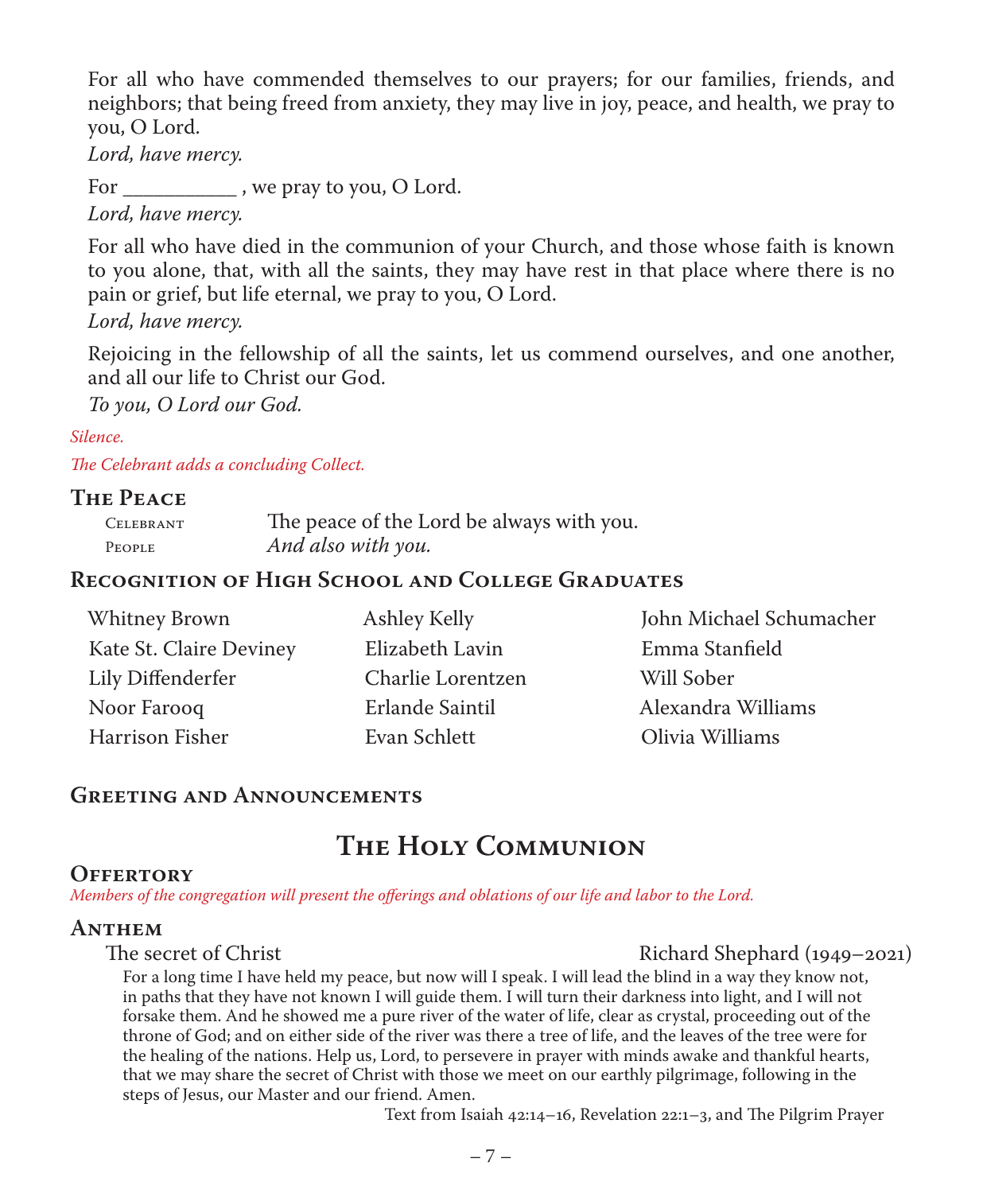For all who have commended themselves to our prayers; for our families, friends, and neighbors; that being freed from anxiety, they may live in joy, peace, and health, we pray to you, O Lord.

*Lord, have mercy.*

For ___________ , we pray to you, O Lord.

*Lord, have mercy.*

For all who have died in the communion of your Church, and those whose faith is known to you alone, that, with all the saints, they may have rest in that place where there is no pain or grief, but life eternal, we pray to you, O Lord.

*Lord, have mercy.*

Rejoicing in the fellowship of all the saints, let us commend ourselves, and one another, and all our life to Christ our God.

*To you, O Lord our God.*

*Silence.*

*The Celebrant adds a concluding Collect.*

### The Peace

CELEBRANT — The peace of the Lord be always with you.
PEOPLE — *And also with you.*

### Recognition of High School and College Graduates

Whitney Brown
Kate St. Claire Deviney
Lily Diffenderfer
Noor Farooq
Harrison Fisher
Ashley Kelly
Elizabeth Lavin
Charlie Lorentzen
Erlande Saintil
Evan Schlett
John Michael Schumacher
Emma Stanfield
Will Sober
Alexandra Williams
Olivia Williams

### Greeting and Announcements

## The Holy Communion

### Offertory

*Members of the congregation will present the offerings and oblations of our life and labor to the Lord.*

### Anthem

The secret of Christ — Richard Shephard (1949–2021)

For a long time I have held my peace, but now will I speak. I will lead the blind in a way they know not, in paths that they have not known I will guide them. I will turn their darkness into light, and I will not forsake them. And he showed me a pure river of the water of life, clear as crystal, proceeding out of the throne of God; and on either side of the river was there a tree of life, and the leaves of the tree were for the healing of the nations. Help us, Lord, to persevere in prayer with minds awake and thankful hearts, that we may share the secret of Christ with those we meet on our earthly pilgrimage, following in the steps of Jesus, our Master and our friend. Amen.

Text from Isaiah 42:14–16, Revelation 22:1–3, and The Pilgrim Prayer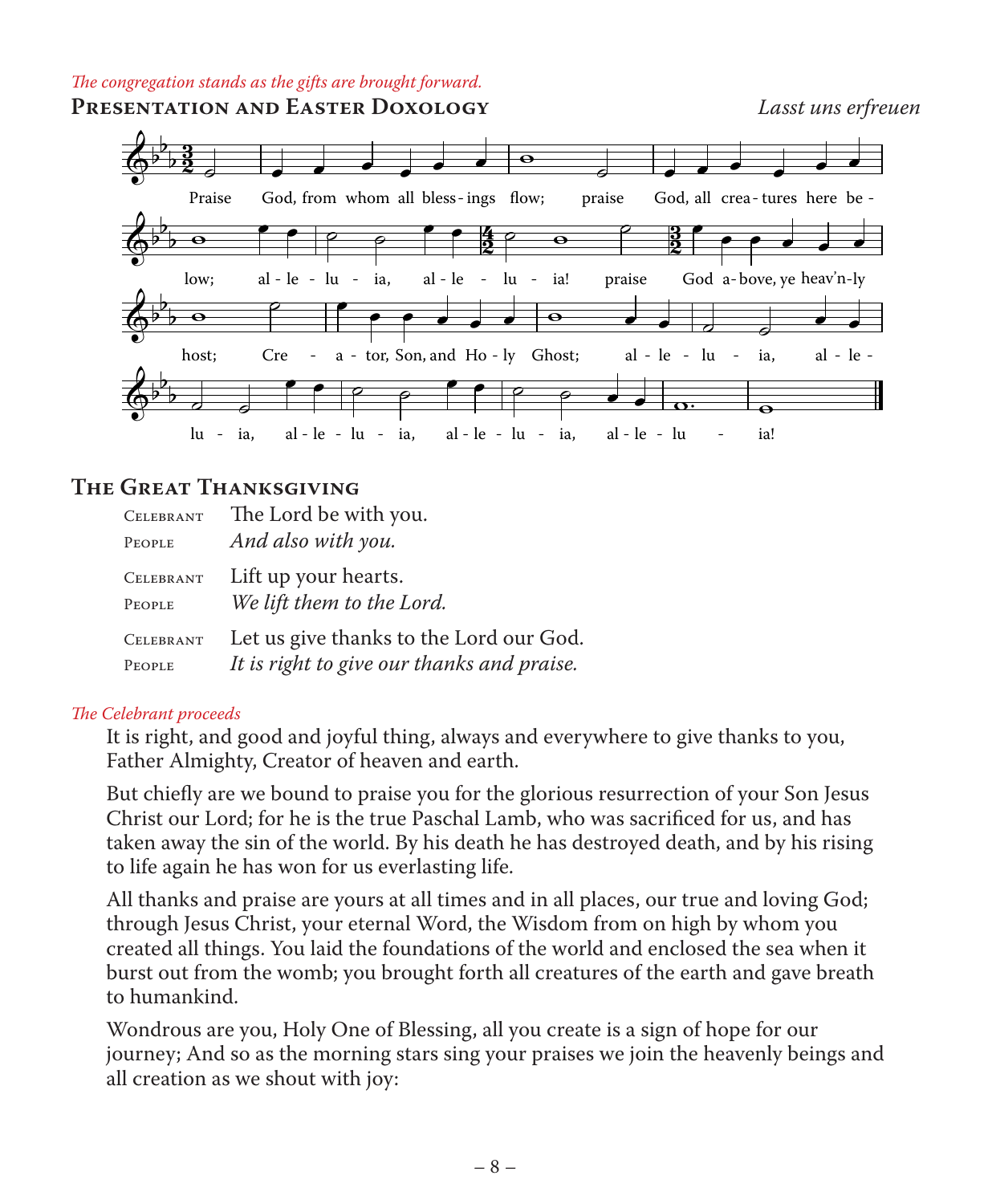*The congregation stands as the gifts are brought forward.*

## Presentation and Easter Doxology

*Lasst uns erfreuen*

Praise God, from whom all blessings flow; praise God, all creatures here below; alleluia, alleluia! praise God above, ye heav'nly host; Creator, Son, and Holy Ghost; alleluia, alleluia, alleluia, alleluia, alleluia!

## The Great Thanksgiving

Celebrant: The Lord be with you.
People: *And also with you.*

Celebrant: Lift up your hearts.
People: *We lift them to the Lord.*

Celebrant: Let us give thanks to the Lord our God.
People: *It is right to give our thanks and praise.*

*The Celebrant proceeds*

It is right, and good and joyful thing, always and everywhere to give thanks to you, Father Almighty, Creator of heaven and earth.

But chiefly are we bound to praise you for the glorious resurrection of your Son Jesus Christ our Lord; for he is the true Paschal Lamb, who was sacrificed for us, and has taken away the sin of the world. By his death he has destroyed death, and by his rising to life again he has won for us everlasting life.

All thanks and praise are yours at all times and in all places, our true and loving God; through Jesus Christ, your eternal Word, the Wisdom from on high by whom you created all things. You laid the foundations of the world and enclosed the sea when it burst out from the womb; you brought forth all creatures of the earth and gave breath to humankind.

Wondrous are you, Holy One of Blessing, all you create is a sign of hope for our journey; And so as the morning stars sing your praises we join the heavenly beings and all creation as we shout with joy: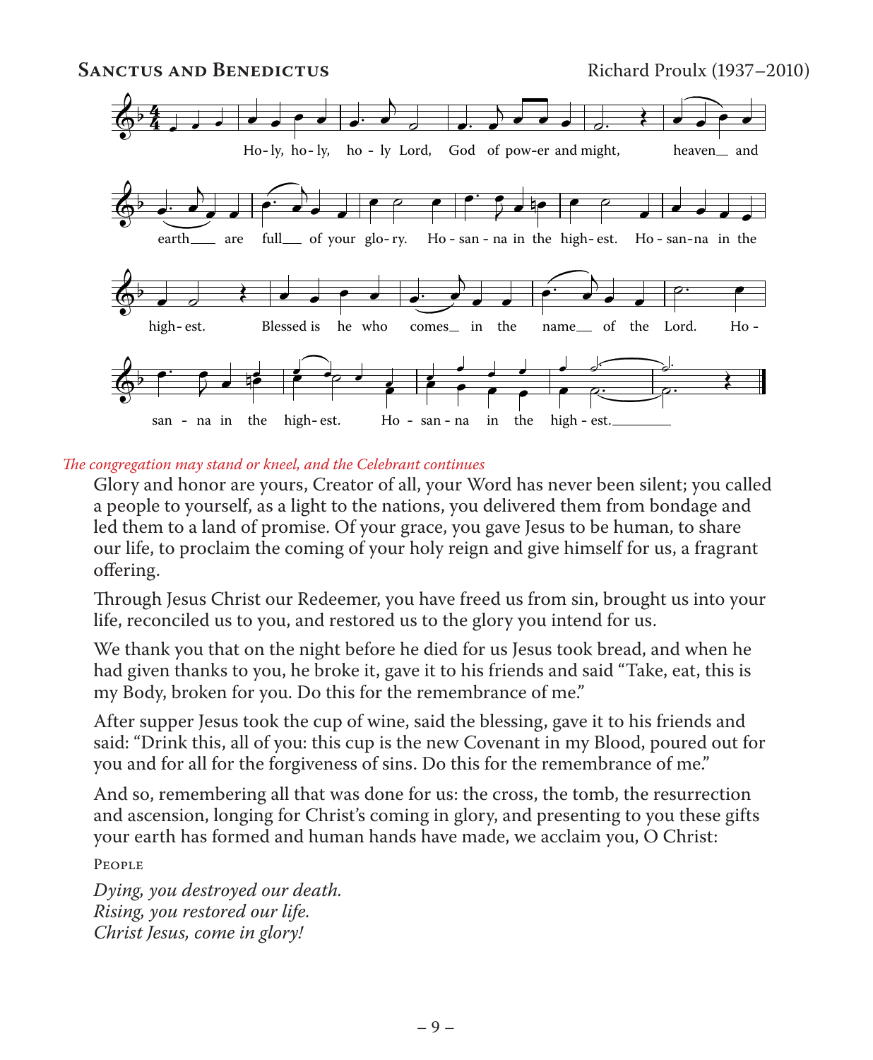**Sanctus and Benedictus** Richard Proulx (1937–2010)

Ho-ly, ho-ly, ho-ly Lord, God of pow-er and might, heaven and earth are full of your glo-ry. Ho-san-na in the high-est. Ho-san-na in the high-est. Blessed is he who comes in the name of the Lord. Ho-san-na in the high-est. Ho-san-na in the high-est.

*The congregation may stand or kneel, and the Celebrant continues*

Glory and honor are yours, Creator of all, your Word has never been silent; you called a people to yourself, as a light to the nations, you delivered them from bondage and led them to a land of promise. Of your grace, you gave Jesus to be human, to share our life, to proclaim the coming of your holy reign and give himself for us, a fragrant offering.

Through Jesus Christ our Redeemer, you have freed us from sin, brought us into your life, reconciled us to you, and restored us to the glory you intend for us.

We thank you that on the night before he died for us Jesus took bread, and when he had given thanks to you, he broke it, gave it to his friends and said "Take, eat, this is my Body, broken for you. Do this for the remembrance of me."

After supper Jesus took the cup of wine, said the blessing, gave it to his friends and said: "Drink this, all of you: this cup is the new Covenant in my Blood, poured out for you and for all for the forgiveness of sins. Do this for the remembrance of me."

And so, remembering all that was done for us: the cross, the tomb, the resurrection and ascension, longing for Christ's coming in glory, and presenting to you these gifts your earth has formed and human hands have made, we acclaim you, O Christ:

People

*Dying, you destroyed our death.*
*Rising, you restored our life.*
*Christ Jesus, come in glory!*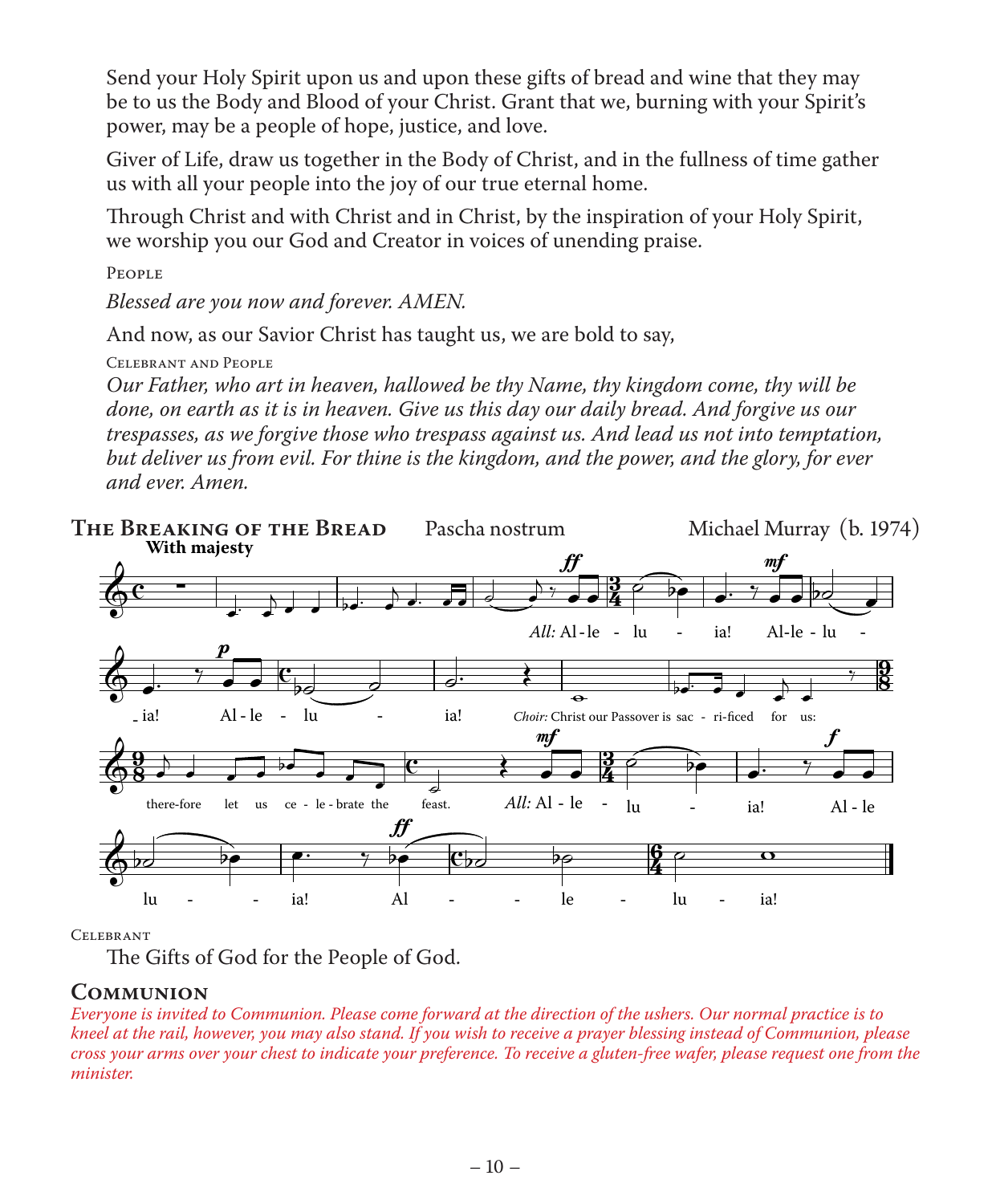Send your Holy Spirit upon us and upon these gifts of bread and wine that they may be to us the Body and Blood of your Christ. Grant that we, burning with your Spirit's power, may be a people of hope, justice, and love.

Giver of Life, draw us together in the Body of Christ, and in the fullness of time gather us with all your people into the joy of our true eternal home.

Through Christ and with Christ and in Christ, by the inspiration of your Holy Spirit, we worship you our God and Creator in voices of unending praise.

People

*Blessed are you now and forever. AMEN.*

And now, as our Savior Christ has taught us, we are bold to say,

Celebrant and People

*Our Father, who art in heaven, hallowed be thy Name, thy kingdom come, thy will be done, on earth as it is in heaven. Give us this day our daily bread. And forgive us our trespasses, as we forgive those who trespass against us. And lead us not into temptation, but deliver us from evil. For thine is the kingdom, and the power, and the glory, for ever and ever. Amen.*

## The Breaking of the Bread

Pascha nostrum — Michael Murray (b. 1974)

**With majesty**

*All:* Alleluia! Alleluia! Alleluia!

*Choir:* Christ our Passover is sacrificed for us: therefore let us celebrate the feast.

*All:* Alleluia! Alleluia! Alleluia!

Celebrant

The Gifts of God for the People of God.

## Communion

*Everyone is invited to Communion. Please come forward at the direction of the ushers. Our normal practice is to kneel at the rail, however, you may also stand. If you wish to receive a prayer blessing instead of Communion, please cross your arms over your chest to indicate your preference. To receive a gluten-free wafer, please request one from the minister.*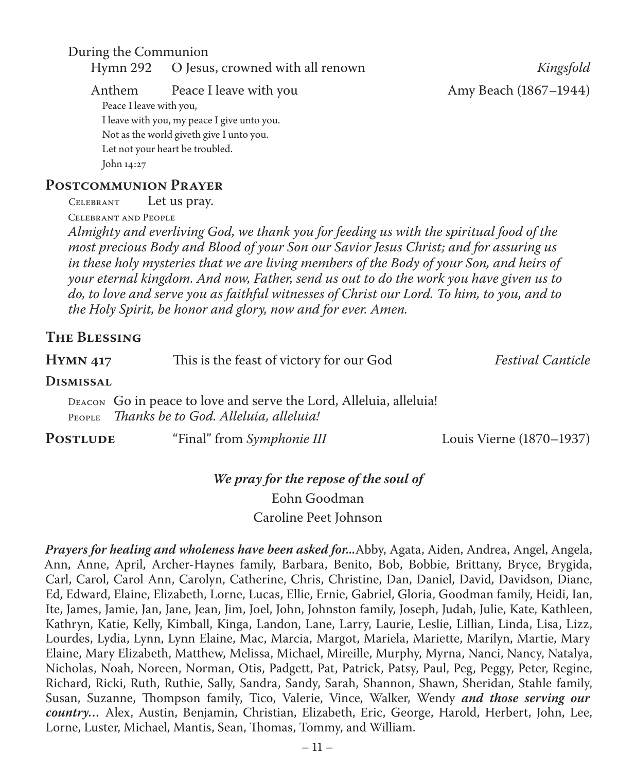During the Communion

Hymn 292 O Jesus, crowned with all renown *Kingsfold*

Anthem Peace I leave with you Amy Beach (1867–1944)

Peace I leave with you,
I leave with you, my peace I give unto you.
Not as the world giveth give I unto you.
Let not your heart be troubled.
John 14:27

## Postcommunion Prayer

Celebrant Let us pray.

Celebrant and People

*Almighty and everliving God, we thank you for feeding us with the spiritual food of the most precious Body and Blood of your Son our Savior Jesus Christ; and for assuring us in these holy mysteries that we are living members of the Body of your Son, and heirs of your eternal kingdom. And now, Father, send us out to do the work you have given us to do, to love and serve you as faithful witnesses of Christ our Lord. To him, to you, and to the Holy Spirit, be honor and glory, now and for ever. Amen.*

## The Blessing

**Hymn 417** This is the feast of victory for our God *Festival Canticle*

## Dismissal

Deacon Go in peace to love and serve the Lord, Alleluia, alleluia!
People *Thanks be to God. Alleluia, alleluia!*

**Postlude** "Final" from *Symphonie III* Louis Vierne (1870–1937)

***We pray for the repose of the soul of***

Eohn Goodman

Caroline Peet Johnson

***Prayers for healing and wholeness have been asked for...***Abby, Agata, Aiden, Andrea, Angel, Angela, Ann, Anne, April, Archer-Haynes family, Barbara, Benito, Bob, Bobbie, Brittany, Bryce, Brygida, Carl, Carol, Carol Ann, Carolyn, Catherine, Chris, Christine, Dan, Daniel, David, Davidson, Diane, Ed, Edward, Elaine, Elizabeth, Lorne, Lucas, Ellie, Ernie, Gabriel, Gloria, Goodman family, Heidi, Ian, Ite, James, Jamie, Jan, Jane, Jean, Jim, Joel, John, Johnston family, Joseph, Judah, Julie, Kate, Kathleen, Kathryn, Katie, Kelly, Kimball, Kinga, Landon, Lane, Larry, Laurie, Leslie, Lillian, Linda, Lisa, Lizz, Lourdes, Lydia, Lynn, Lynn Elaine, Mac, Marcia, Margot, Mariela, Mariette, Marilyn, Martie, Mary Elaine, Mary Elizabeth, Matthew, Melissa, Michael, Mireille, Murphy, Myrna, Nanci, Nancy, Natalya, Nicholas, Noah, Noreen, Norman, Otis, Padgett, Pat, Patrick, Patsy, Paul, Peg, Peggy, Peter, Regine, Richard, Ricki, Ruth, Ruthie, Sally, Sandra, Sandy, Sarah, Shannon, Shawn, Sheridan, Stahle family, Susan, Suzanne, Thompson family, Tico, Valerie, Vince, Walker, Wendy ***and those serving our country…*** Alex, Austin, Benjamin, Christian, Elizabeth, Eric, George, Harold, Herbert, John, Lee, Lorne, Luster, Michael, Mantis, Sean, Thomas, Tommy, and William.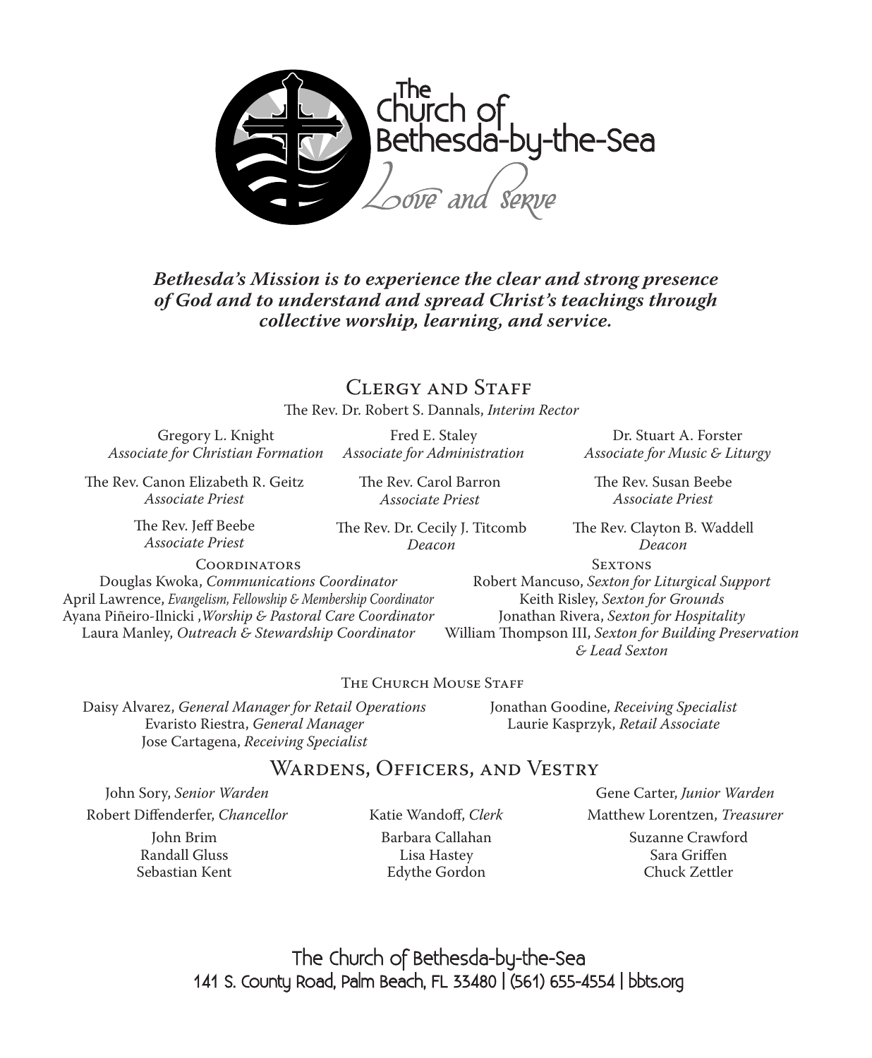The Church of Bethesda-by-the-Sea

*Love and serve*

***Bethesda's Mission is to experience the clear and strong presence of God and to understand and spread Christ's teachings through collective worship, learning, and service.***

## Clergy and Staff

The Rev. Dr. Robert S. Dannals, *Interim Rector*

Gregory L. Knight, *Associate for Christian Formation*

Fred E. Staley, *Associate for Administration*

Dr. Stuart A. Forster, *Associate for Music & Liturgy*

The Rev. Canon Elizabeth R. Geitz, *Associate Priest*

The Rev. Carol Barron, *Associate Priest*

The Rev. Susan Beebe, *Associate Priest*

The Rev. Jeff Beebe, *Associate Priest*

The Rev. Dr. Cecily J. Titcomb, *Deacon*

The Rev. Clayton B. Waddell, *Deacon*

### Coordinators

Douglas Kwoka, *Communications Coordinator*
April Lawrence, *Evangelism, Fellowship & Membership Coordinator*
Ayana Piñeiro-Ilnicki, *Worship & Pastoral Care Coordinator*
Laura Manley, *Outreach & Stewardship Coordinator*

### Sextons

Robert Mancuso, *Sexton for Liturgical Support*
Keith Risley, *Sexton for Grounds*
Jonathan Rivera, *Sexton for Hospitality*
William Thompson III, *Sexton for Building Preservation & Lead Sexton*

### The Church Mouse Staff

Daisy Alvarez, *General Manager for Retail Operations*
Evaristo Riestra, *General Manager*
Jose Cartagena, *Receiving Specialist*
Jonathan Goodine, *Receiving Specialist*
Laurie Kasprzyk, *Retail Associate*

## Wardens, Officers, and Vestry

John Sory, *Senior Warden*

Gene Carter, *Junior Warden*

Robert Diffenderfer, *Chancellor*

Katie Wandoff, *Clerk*

Matthew Lorentzen, *Treasurer*

John Brim
Randall Gluss
Sebastian Kent

Barbara Callahan
Lisa Hastey
Edythe Gordon

Suzanne Crawford
Sara Griffen
Chuck Zettler

The Church of Bethesda-by-the-Sea
141 S. County Road, Palm Beach, FL 33480 | (561) 655-4554 | bbts.org